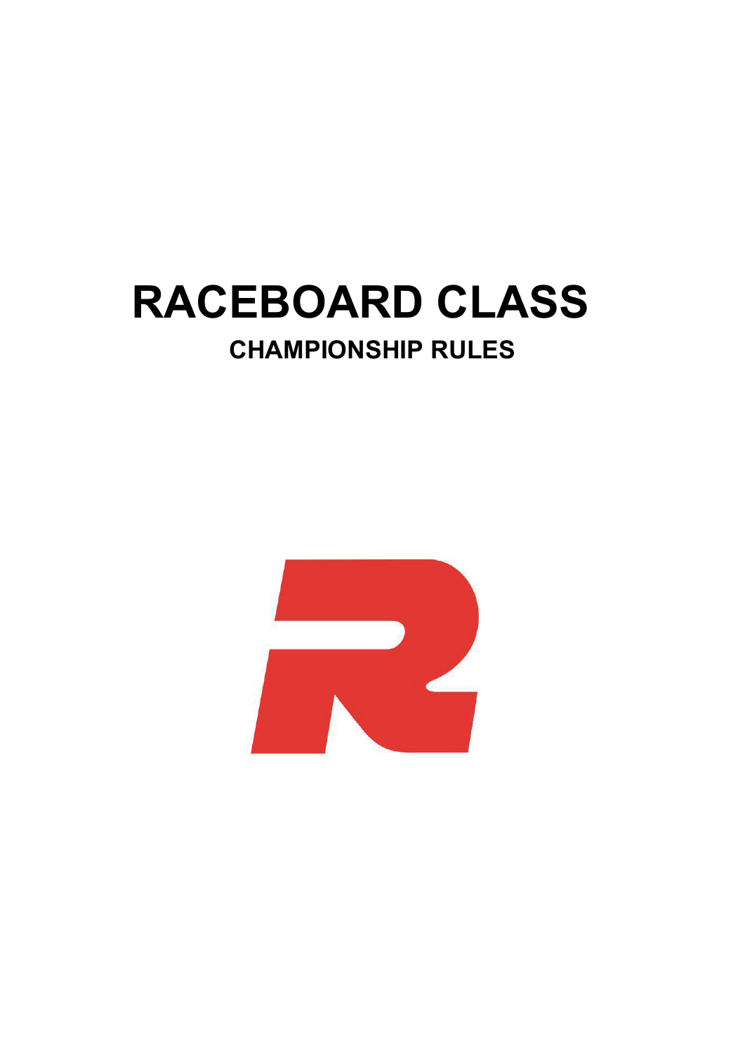# RACEBOARD CLASS

## CHAMPIONSHIP RULES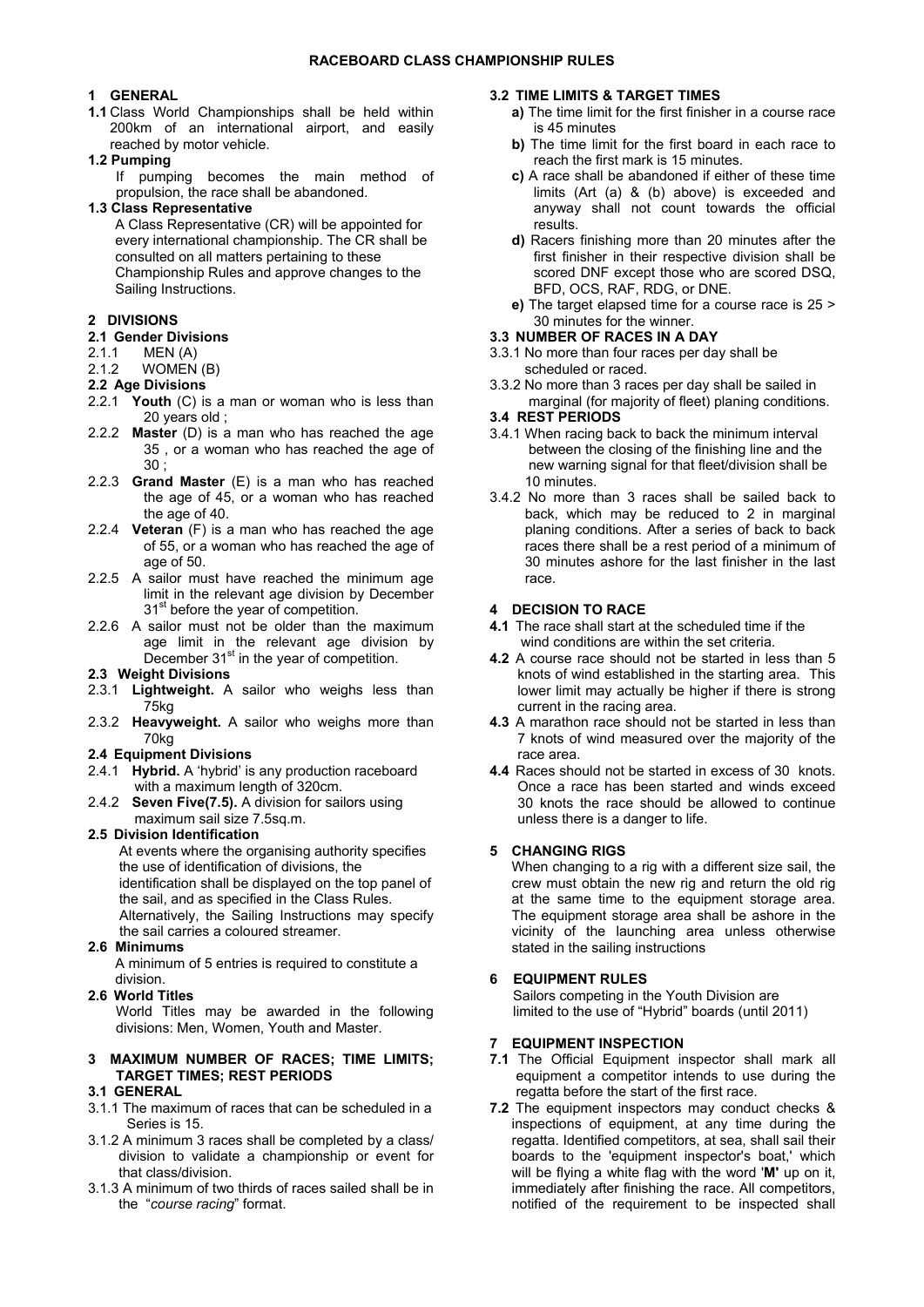# RACEBOARD CLASS CHAMPIONSHIP RULES

## 1 GENERAL

**1.1** Class World Championships shall be held within 200km of an international airport, and easily reached by motor vehicle.

**1.2 Pumping**

If pumping becomes the main method of propulsion, the race shall be abandoned.

**1.3 Class Representative**

A Class Representative (CR) will be appointed for every international championship. The CR shall be consulted on all matters pertaining to these Championship Rules and approve changes to the Sailing Instructions.

## 2 DIVISIONS

### 2.1 Gender Divisions

2.1.1 MEN (A)

2.1.2 WOMEN (B)

### 2.2 Age Divisions

2.2.1 **Youth** (C) is a man or woman who is less than 20 years old ;

2.2.2 **Master** (D) is a man who has reached the age 35 , or a woman who has reached the age of 30 ;

2.2.3 **Grand Master** (E) is a man who has reached the age of 45, or a woman who has reached the age of 40.

2.2.4 **Veteran** (F) is a man who has reached the age of 55, or a woman who has reached the age of age of 50.

2.2.5 A sailor must have reached the minimum age limit in the relevant age division by December 31st before the year of competition.

2.2.6 A sailor must not be older than the maximum age limit in the relevant age division by December 31st in the year of competition.

### 2.3 Weight Divisions

2.3.1 **Lightweight.** A sailor who weighs less than 75kg

2.3.2 **Heavyweight.** A sailor who weighs more than 70kg

### 2.4 Equipment Divisions

2.4.1 **Hybrid.** A 'hybrid' is any production raceboard with a maximum length of 320cm.

2.4.2 **Seven Five(7.5).** A division for sailors using maximum sail size 7.5sq.m.

### 2.5 Division Identification

At events where the organising authority specifies the use of identification of divisions, the identification shall be displayed on the top panel of the sail, and as specified in the Class Rules. Alternatively, the Sailing Instructions may specify the sail carries a coloured streamer.

### 2.6 Minimums

A minimum of 5 entries is required to constitute a division.

### 2.6 World Titles

World Titles may be awarded in the following divisions: Men, Women, Youth and Master.

## 3 MAXIMUM NUMBER OF RACES; TIME LIMITS; TARGET TIMES; REST PERIODS

### 3.1 GENERAL

3.1.1 The maximum of races that can be scheduled in a Series is 15.

3.1.2 A minimum 3 races shall be completed by a class/ division to validate a championship or event for that class/division.

3.1.3 A minimum of two thirds of races sailed shall be in the "*course racing*" format.

### 3.2 TIME LIMITS & TARGET TIMES

**a)** The time limit for the first finisher in a course race is 45 minutes

**b)** The time limit for the first board in each race to reach the first mark is 15 minutes.

**c)** A race shall be abandoned if either of these time limits (Art (a) & (b) above) is exceeded and anyway shall not count towards the official results.

**d)** Racers finishing more than 20 minutes after the first finisher in their respective division shall be scored DNF except those who are scored DSQ, BFD, OCS, RAF, RDG, or DNE.

**e)** The target elapsed time for a course race is 25 > 30 minutes for the winner.

### 3.3 NUMBER OF RACES IN A DAY

3.3.1 No more than four races per day shall be scheduled or raced.

3.3.2 No more than 3 races per day shall be sailed in marginal (for majority of fleet) planing conditions.

### 3.4 REST PERIODS

3.4.1 When racing back to back the minimum interval between the closing of the finishing line and the new warning signal for that fleet/division shall be 10 minutes.

3.4.2 No more than 3 races shall be sailed back to back, which may be reduced to 2 in marginal planing conditions. After a series of back to back races there shall be a rest period of a minimum of 30 minutes ashore for the last finisher in the last race.

## 4 DECISION TO RACE

**4.1** The race shall start at the scheduled time if the wind conditions are within the set criteria.

**4.2** A course race should not be started in less than 5 knots of wind established in the starting area. This lower limit may actually be higher if there is strong current in the racing area.

**4.3** A marathon race should not be started in less than 7 knots of wind measured over the majority of the race area.

**4.4** Races should not be started in excess of 30 knots. Once a race has been started and winds exceed 30 knots the race should be allowed to continue unless there is a danger to life.

## 5 CHANGING RIGS

When changing to a rig with a different size sail, the crew must obtain the new rig and return the old rig at the same time to the equipment storage area. The equipment storage area shall be ashore in the vicinity of the launching area unless otherwise stated in the sailing instructions

## 6 EQUIPMENT RULES

Sailors competing in the Youth Division are limited to the use of "Hybrid" boards (until 2011)

## 7 EQUIPMENT INSPECTION

**7.1** The Official Equipment inspector shall mark all equipment a competitor intends to use during the regatta before the start of the first race.

**7.2** The equipment inspectors may conduct checks & inspections of equipment, at any time during the regatta. Identified competitors, at sea, shall sail their boards to the 'equipment inspector's boat,' which will be flying a white flag with the word '**M**' up on it, immediately after finishing the race. All competitors, notified of the requirement to be inspected shall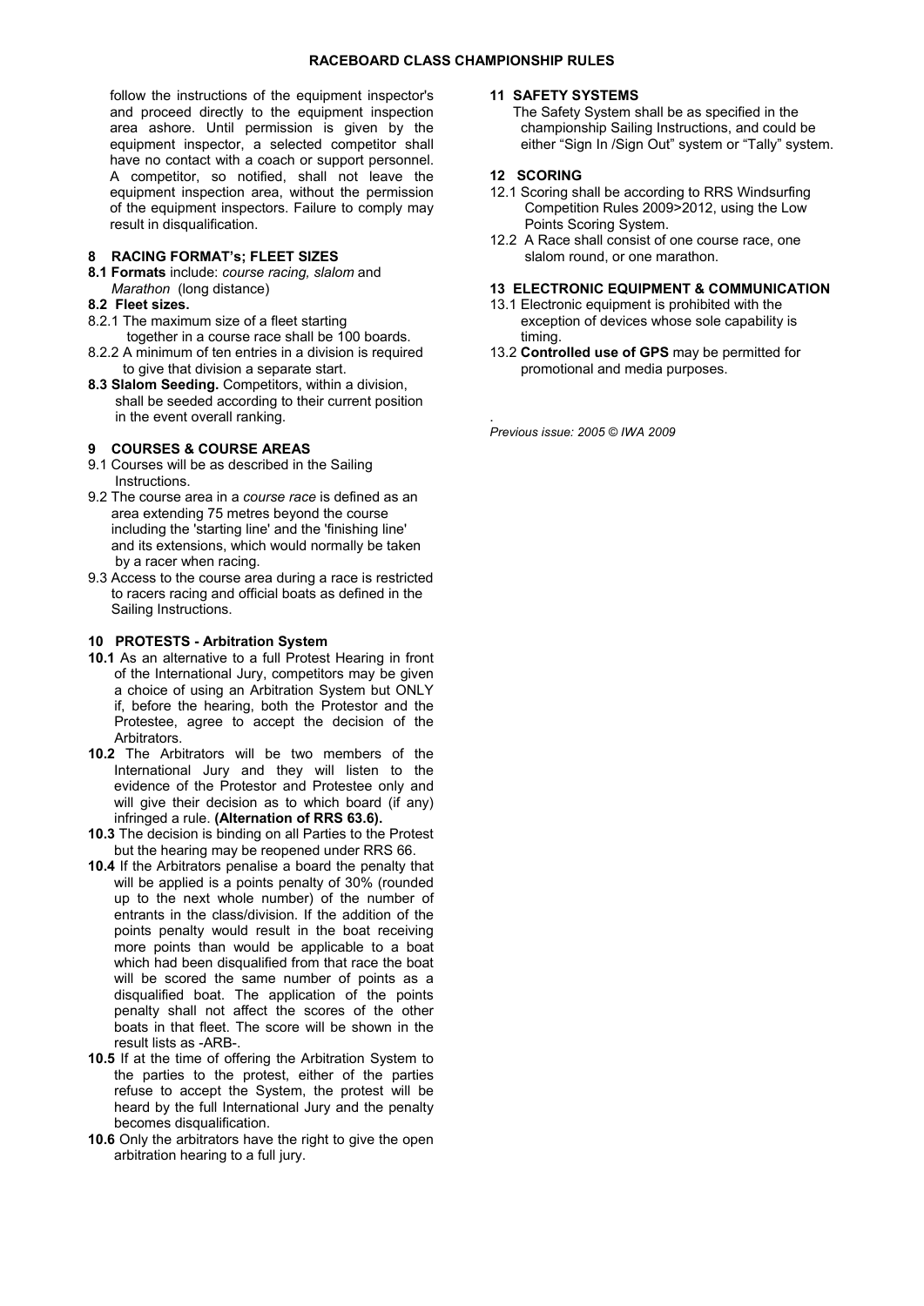follow the instructions of the equipment inspector's and proceed directly to the equipment inspection area ashore. Until permission is given by the equipment inspector, a selected competitor shall have no contact with a coach or support personnel. A competitor, so notified, shall not leave the equipment inspection area, without the permission of the equipment inspectors. Failure to comply may result in disqualification.

## 8 RACING FORMAT's; FLEET SIZES

**8.1 Formats** include: *course racing, slalom* and *Marathon* (long distance)

**8.2 Fleet sizes.**

8.2.1 The maximum size of a fleet starting together in a course race shall be 100 boards.

8.2.2 A minimum of ten entries in a division is required to give that division a separate start.

**8.3 Slalom Seeding.** Competitors, within a division, shall be seeded according to their current position in the event overall ranking.

## 9 COURSES & COURSE AREAS

9.1 Courses will be as described in the Sailing Instructions.

9.2 The course area in a *course race* is defined as an area extending 75 metres beyond the course including the 'starting line' and the 'finishing line' and its extensions, which would normally be taken by a racer when racing.

9.3 Access to the course area during a race is restricted to racers racing and official boats as defined in the Sailing Instructions.

## 10 PROTESTS - Arbitration System

**10.1** As an alternative to a full Protest Hearing in front of the International Jury, competitors may be given a choice of using an Arbitration System but ONLY if, before the hearing, both the Protestor and the Protestee, agree to accept the decision of the Arbitrators.

**10.2** The Arbitrators will be two members of the International Jury and they will listen to the evidence of the Protestor and Protestee only and will give their decision as to which board (if any) infringed a rule. **(Alternation of RRS 63.6).**

**10.3** The decision is binding on all Parties to the Protest but the hearing may be reopened under RRS 66.

**10.4** If the Arbitrators penalise a board the penalty that will be applied is a points penalty of 30% (rounded up to the next whole number) of the number of entrants in the class/division. If the addition of the points penalty would result in the boat receiving more points than would be applicable to a boat which had been disqualified from that race the boat will be scored the same number of points as a disqualified boat. The application of the points penalty shall not affect the scores of the other boats in that fleet. The score will be shown in the result lists as -ARB-.

**10.5** If at the time of offering the Arbitration System to the parties to the protest, either of the parties refuse to accept the System, the protest will be heard by the full International Jury and the penalty becomes disqualification.

**10.6** Only the arbitrators have the right to give the open arbitration hearing to a full jury.

## 11 SAFETY SYSTEMS

The Safety System shall be as specified in the championship Sailing Instructions, and could be either "Sign In /Sign Out" system or "Tally" system.

## 12 SCORING

12.1 Scoring shall be according to RRS Windsurfing Competition Rules 2009>2012, using the Low Points Scoring System.

12.2 A Race shall consist of one course race, one slalom round, or one marathon.

## 13 ELECTRONIC EQUIPMENT & COMMUNICATION

13.1 Electronic equipment is prohibited with the exception of devices whose sole capability is timing.

13.2 **Controlled use of GPS** may be permitted for promotional and media purposes.

*Previous issue: 2005 © IWA 2009*